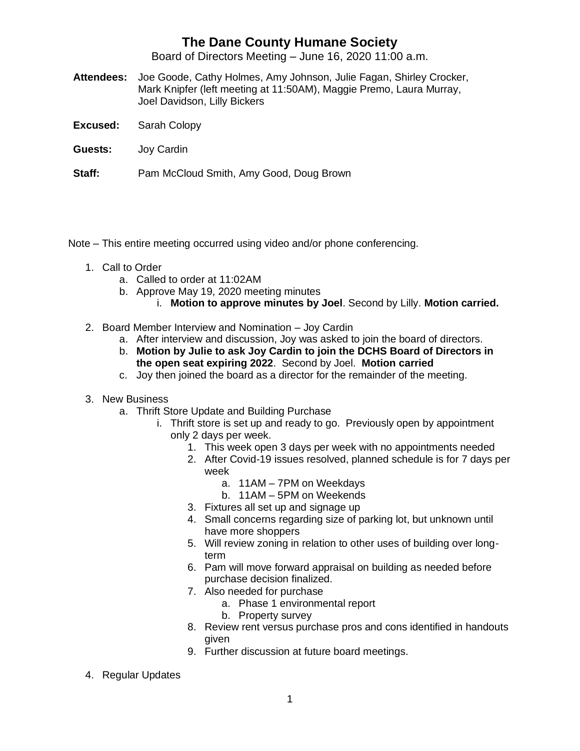# The Dane County Humane Society

Board of Directors Meeting – June 16, 2020 11:00 a.m.

**Attendees:** Joe Goode, Cathy Holmes, Amy Johnson, Julie Fagan, Shirley Crocker, Mark Knipfer (left meeting at 11:50AM), Maggie Premo, Laura Murray, Joel Davidson, Lilly Bickers

**Excused:** Sarah Colopy

**Guests:** Joy Cardin

**Staff:** Pam McCloud Smith, Amy Good, Doug Brown

Note – This entire meeting occurred using video and/or phone conferencing.

1. Call to Order
    a. Called to order at 11:02AM
    b. Approve May 19, 2020 meeting minutes
        i. **Motion to approve minutes by Joel**. Second by Lilly. **Motion carried.**

2. Board Member Interview and Nomination – Joy Cardin
    a. After interview and discussion, Joy was asked to join the board of directors.
    b. **Motion by Julie to ask Joy Cardin to join the DCHS Board of Directors in the open seat expiring 2022**. Second by Joel. **Motion carried**
    c. Joy then joined the board as a director for the remainder of the meeting.

3. New Business
    a. Thrift Store Update and Building Purchase
        i. Thrift store is set up and ready to go. Previously open by appointment only 2 days per week.
            1. This week open 3 days per week with no appointments needed
            2. After Covid-19 issues resolved, planned schedule is for 7 days per week
                a. 11AM – 7PM on Weekdays
                b. 11AM – 5PM on Weekends
            3. Fixtures all set up and signage up
            4. Small concerns regarding size of parking lot, but unknown until have more shoppers
            5. Will review zoning in relation to other uses of building over long-term
            6. Pam will move forward appraisal on building as needed before purchase decision finalized.
            7. Also needed for purchase
                a. Phase 1 environmental report
                b. Property survey
            8. Review rent versus purchase pros and cons identified in handouts given
            9. Further discussion at future board meetings.

4. Regular Updates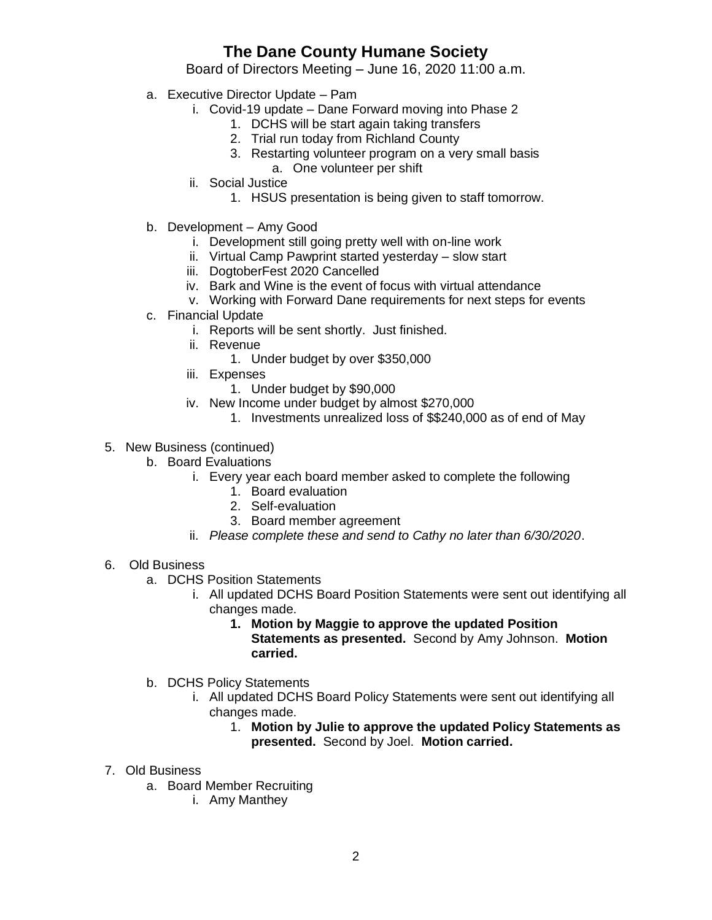# The Dane County Humane Society

Board of Directors Meeting – June 16, 2020 11:00 a.m.

- a. Executive Director Update – Pam
    - i. Covid-19 update – Dane Forward moving into Phase 2
        1. DCHS will be start again taking transfers
        2. Trial run today from Richland County
        3. Restarting volunteer program on a very small basis
            - a. One volunteer per shift
    - ii. Social Justice
        1. HSUS presentation is being given to staff tomorrow.

- b. Development – Amy Good
    - i. Development still going pretty well with on-line work
    - ii. Virtual Camp Pawprint started yesterday – slow start
    - iii. DogtoberFest 2020 Cancelled
    - iv. Bark and Wine is the event of focus with virtual attendance
    - v. Working with Forward Dane requirements for next steps for events
- c. Financial Update
    - i. Reports will be sent shortly. Just finished.
    - ii. Revenue
        1. Under budget by over $350,000
    - iii. Expenses
        1. Under budget by $90,000
    - iv. New Income under budget by almost $270,000
        1. Investments unrealized loss of $$240,000 as of end of May

5. New Business (continued)
    - b. Board Evaluations
        - i. Every year each board member asked to complete the following
            1. Board evaluation
            2. Self-evaluation
            3. Board member agreement
        - ii. *Please complete these and send to Cathy no later than 6/30/2020*.

6. Old Business
    - a. DCHS Position Statements
        - i. All updated DCHS Board Position Statements were sent out identifying all changes made.
            1. **Motion by Maggie to approve the updated Position Statements as presented.** Second by Amy Johnson. **Motion carried.**

    - b. DCHS Policy Statements
        - i. All updated DCHS Board Policy Statements were sent out identifying all changes made.
            1. **Motion by Julie to approve the updated Policy Statements as presented.** Second by Joel. **Motion carried.**

7. Old Business
    - a. Board Member Recruiting
        - i. Amy Manthey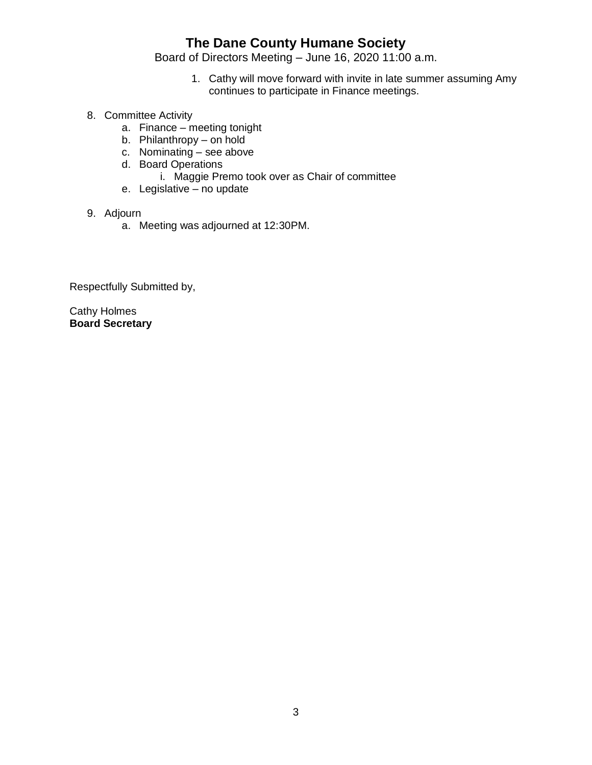1. Cathy will move forward with invite in late summer assuming Amy continues to participate in Finance meetings.

8. Committee Activity
   a. Finance – meeting tonight
   b. Philanthropy – on hold
   c. Nominating – see above
   d. Board Operations
      i. Maggie Premo took over as Chair of committee
   e. Legislative – no update

9. Adjourn
   a. Meeting was adjourned at 12:30PM.

Respectfully Submitted by,

Cathy Holmes
**Board Secretary**